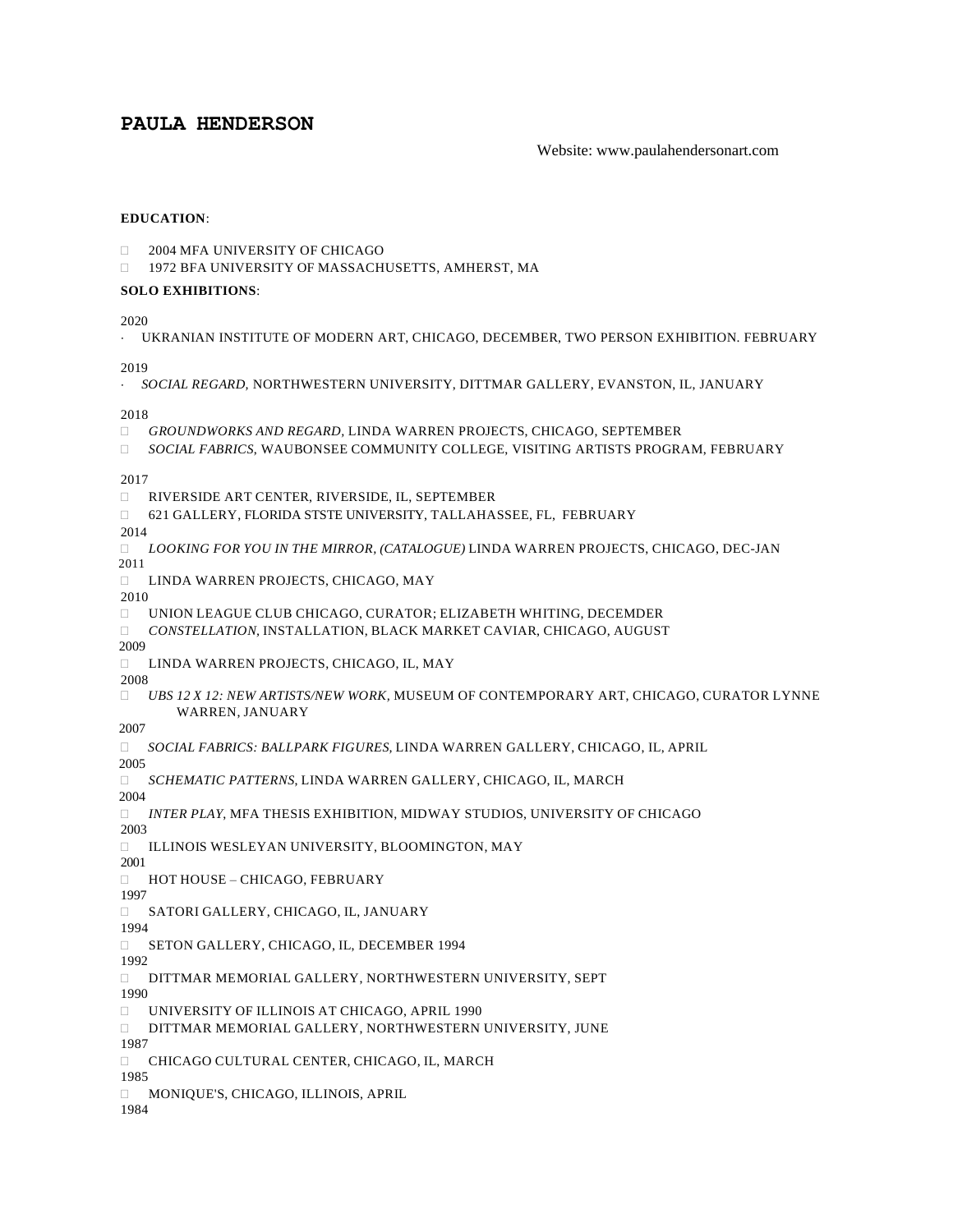# PAULA HENDERSON

Website: www.paulahendersonart.com

**EDUCATION**:

- 2004 MFA UNIVERSITY OF CHICAGO
- 1972 BFA UNIVERSITY OF MASSACHUSETTS, AMHERST, MA

**SOLO EXHIBITIONS**:

2020

- UKRANIAN INSTITUTE OF MODERN ART, CHICAGO, DECEMBER, TWO PERSON EXHIBITION. FEBRUARY

2019

- *SOCIAL REGARD,* NORTHWESTERN UNIVERSITY, DITTMAR GALLERY, EVANSTON, IL, JANUARY

2018

- *GROUNDWORKS AND REGARD,* LINDA WARREN PROJECTS, CHICAGO, SEPTEMBER
- *SOCIAL FABRICS,* WAUBONSEE COMMUNITY COLLEGE, VISITING ARTISTS PROGRAM, FEBRUARY

2017

- RIVERSIDE ART CENTER, RIVERSIDE, IL, SEPTEMBER
- 621 GALLERY, FLORIDA STSTE UNIVERSITY, TALLAHASSEE, FL, FEBRUARY

2014

- *LOOKING FOR YOU IN THE MIRROR, (CATALOGUE)* LINDA WARREN PROJECTS, CHICAGO, DEC-JAN

2011

- LINDA WARREN PROJECTS, CHICAGO, MAY

2010

- UNION LEAGUE CLUB CHICAGO, CURATOR; ELIZABETH WHITING, DECEMDER
- *CONSTELLATION,* INSTALLATION, BLACK MARKET CAVIAR, CHICAGO, AUGUST

2009

- LINDA WARREN PROJECTS, CHICAGO, IL, MAY

2008

- *UBS 12 X 12: NEW ARTISTS/NEW WORK,* MUSEUM OF CONTEMPORARY ART, CHICAGO, CURATOR LYNNE WARREN, JANUARY

2007

- *SOCIAL FABRICS: BALLPARK FIGURES,* LINDA WARREN GALLERY, CHICAGO, IL, APRIL

2005

- *SCHEMATIC PATTERNS,* LINDA WARREN GALLERY, CHICAGO, IL, MARCH

2004

- *INTER PLAY,* MFA THESIS EXHIBITION, MIDWAY STUDIOS, UNIVERSITY OF CHICAGO

2003

- ILLINOIS WESLEYAN UNIVERSITY, BLOOMINGTON, MAY

2001

- HOT HOUSE – CHICAGO, FEBRUARY

1997

- SATORI GALLERY, CHICAGO, IL, JANUARY

1994

- SETON GALLERY, CHICAGO, IL, DECEMBER 1994

1992

- DITTMAR MEMORIAL GALLERY, NORTHWESTERN UNIVERSITY, SEPT

1990

- UNIVERSITY OF ILLINOIS AT CHICAGO, APRIL 1990
- DITTMAR MEMORIAL GALLERY, NORTHWESTERN UNIVERSITY, JUNE

1987

- CHICAGO CULTURAL CENTER, CHICAGO, IL, MARCH

1985

- MONIQUE'S, CHICAGO, ILLINOIS, APRIL

1984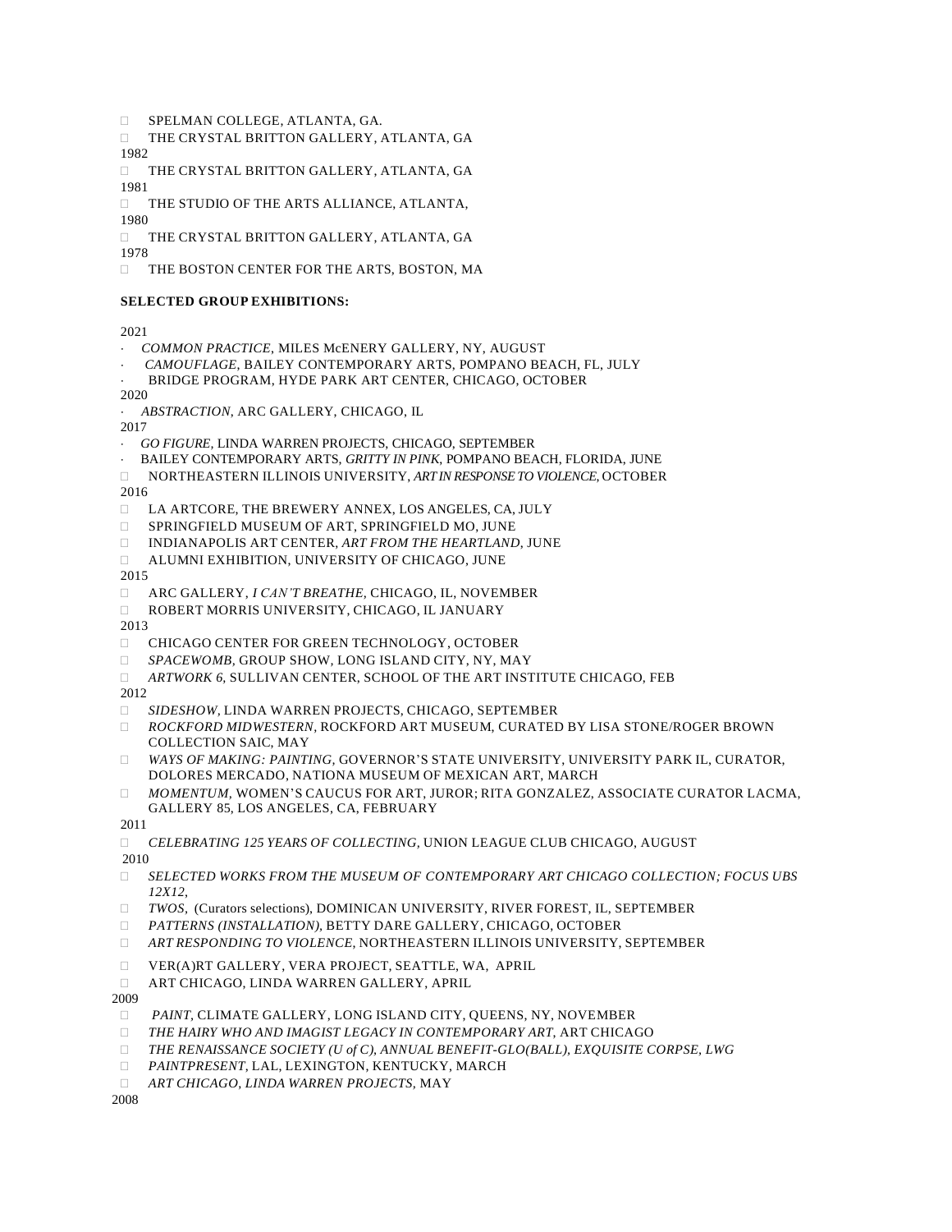- SPELMAN COLLEGE, ATLANTA, GA.
- THE CRYSTAL BRITTON GALLERY, ATLANTA, GA

1982

- THE CRYSTAL BRITTON GALLERY, ATLANTA, GA

1981

- THE STUDIO OF THE ARTS ALLIANCE, ATLANTA,

1980

- THE CRYSTAL BRITTON GALLERY, ATLANTA, GA

1978

- THE BOSTON CENTER FOR THE ARTS, BOSTON, MA

**SELECTED GROUP EXHIBITIONS:**

2021

- *COMMON PRACTICE*, MILES McENERY GALLERY, NY, AUGUST
- *CAMOUFLAGE*, BAILEY CONTEMPORARY ARTS, POMPANO BEACH, FL, JULY
- BRIDGE PROGRAM, HYDE PARK ART CENTER, CHICAGO, OCTOBER

2020

- *ABSTRACTION*, ARC GALLERY, CHICAGO, IL

2017

- *GO FIGURE*, LINDA WARREN PROJECTS, CHICAGO, SEPTEMBER
- BAILEY CONTEMPORARY ARTS, *GRITTY IN PINK*, POMPANO BEACH, FLORIDA, JUNE
- NORTHEASTERN ILLINOIS UNIVERSITY, *ART IN RESPONSE TO VIOLENCE*, OCTOBER

2016

- LA ARTCORE, THE BREWERY ANNEX, LOS ANGELES, CA, JULY
- SPRINGFIELD MUSEUM OF ART, SPRINGFIELD MO, JUNE
- INDIANAPOLIS ART CENTER, *ART FROM THE HEARTLAND*, JUNE
- ALUMNI EXHIBITION, UNIVERSITY OF CHICAGO, JUNE

2015

- ARC GALLERY, *I CAN'T BREATHE*, CHICAGO, IL, NOVEMBER
- ROBERT MORRIS UNIVERSITY, CHICAGO, IL JANUARY

2013

- CHICAGO CENTER FOR GREEN TECHNOLOGY, OCTOBER
- *SPACEWOMB*, GROUP SHOW, LONG ISLAND CITY, NY, MAY
- *ARTWORK 6*, SULLIVAN CENTER, SCHOOL OF THE ART INSTITUTE CHICAGO, FEB

2012

- *SIDESHOW*, LINDA WARREN PROJECTS, CHICAGO, SEPTEMBER
- *ROCKFORD MIDWESTERN*, ROCKFORD ART MUSEUM, CURATED BY LISA STONE/ROGER BROWN COLLECTION SAIC, MAY
- *WAYS OF MAKING: PAINTING*, GOVERNOR'S STATE UNIVERSITY, UNIVERSITY PARK IL, CURATOR, DOLORES MERCADO, NATIONA MUSEUM OF MEXICAN ART, MARCH
- *MOMENTUM*, WOMEN'S CAUCUS FOR ART, JUROR; RITA GONZALEZ, ASSOCIATE CURATOR LACMA, GALLERY 85, LOS ANGELES, CA, FEBRUARY

2011

- *CELEBRATING 125 YEARS OF COLLECTING*, UNION LEAGUE CLUB CHICAGO, AUGUST

2010

- *SELECTED WORKS FROM THE MUSEUM OF CONTEMPORARY ART CHICAGO COLLECTION; FOCUS UBS 12X12*,
- *TWOS*, (Curators selections), DOMINICAN UNIVERSITY, RIVER FOREST, IL, SEPTEMBER
- *PATTERNS (INSTALLATION)*, BETTY DARE GALLERY, CHICAGO, OCTOBER
- *ART RESPONDING TO VIOLENCE*, NORTHEASTERN ILLINOIS UNIVERSITY, SEPTEMBER
- VER(A)RT GALLERY, VERA PROJECT, SEATTLE, WA, APRIL
- ART CHICAGO, LINDA WARREN GALLERY, APRIL

2009

- *PAINT*, CLIMATE GALLERY, LONG ISLAND CITY, QUEENS, NY, NOVEMBER
- *THE HAIRY WHO AND IMAGIST LEGACY IN CONTEMPORARY ART*, ART CHICAGO
- *THE RENAISSANCE SOCIETY (U of C), ANNUAL BENEFIT-GLO(BALL), EXQUISITE CORPSE, LWG*
- *PAINTPRESENT*, LAL, LEXINGTON, KENTUCKY, MARCH
- *ART CHICAGO, LINDA WARREN PROJECTS*, MAY

2008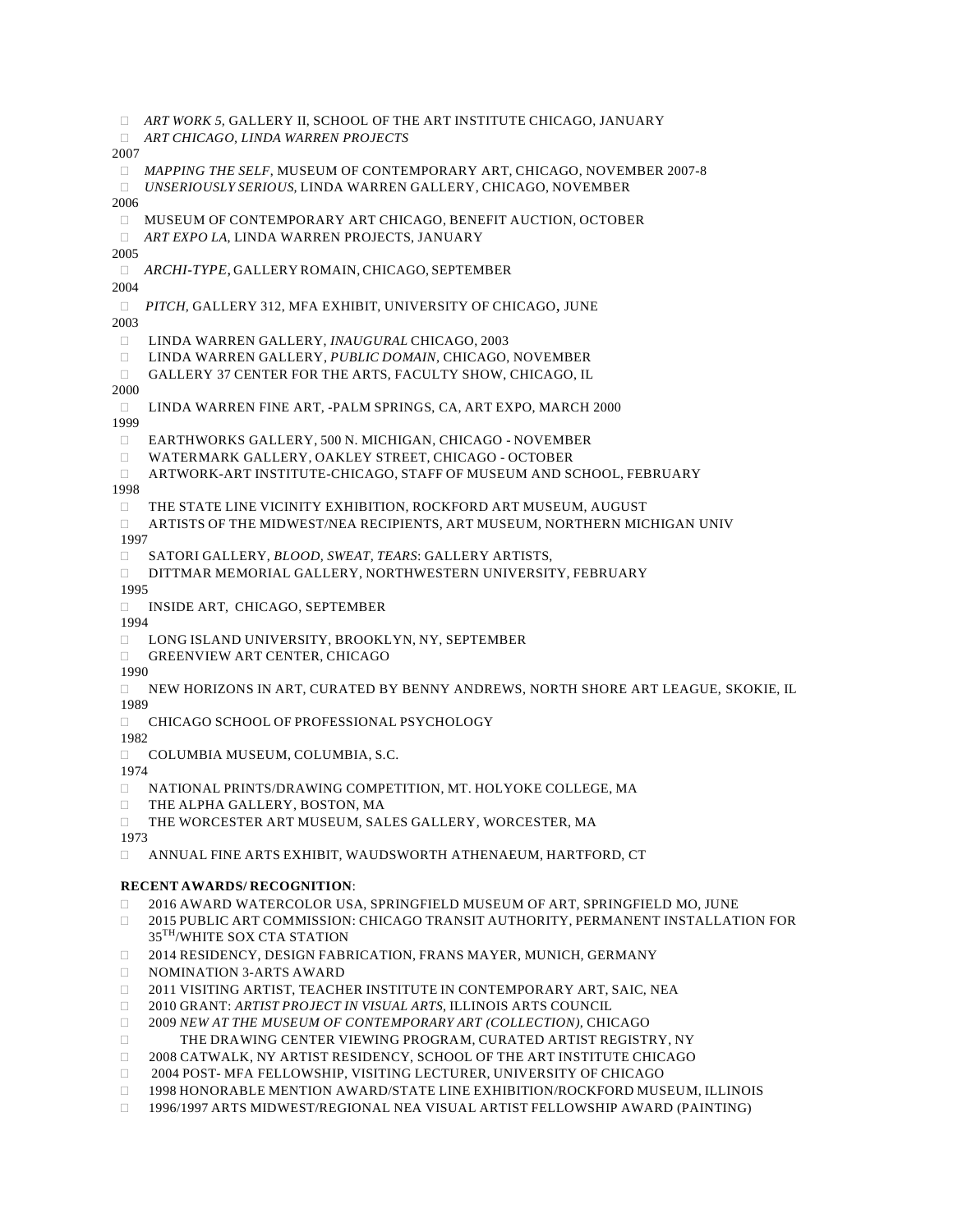- *ART WORK 5,* GALLERY II, SCHOOL OF THE ART INSTITUTE CHICAGO, JANUARY
- *ART CHICAGO, LINDA WARREN PROJECTS*

2007

- *MAPPING THE SELF,* MUSEUM OF CONTEMPORARY ART, CHICAGO, NOVEMBER 2007-8
- *UNSERIOUSLY SERIOUS,* LINDA WARREN GALLERY, CHICAGO, NOVEMBER

2006

- MUSEUM OF CONTEMPORARY ART CHICAGO, BENEFIT AUCTION, OCTOBER
- *ART EXPO LA,* LINDA WARREN PROJECTS, JANUARY

2005

- *ARCHI-TYPE*, GALLERY ROMAIN, CHICAGO, SEPTEMBER

2004

- *PITCH,* GALLERY 312, MFA EXHIBIT, UNIVERSITY OF CHICAGO, JUNE

2003

- LINDA WARREN GALLERY, *INAUGURAL* CHICAGO, 2003
- LINDA WARREN GALLERY, *PUBLIC DOMAIN,* CHICAGO, NOVEMBER
- GALLERY 37 CENTER FOR THE ARTS, FACULTY SHOW, CHICAGO, IL

2000

- LINDA WARREN FINE ART, -PALM SPRINGS, CA, ART EXPO, MARCH 2000

1999

- EARTHWORKS GALLERY, 500 N. MICHIGAN, CHICAGO - NOVEMBER
- WATERMARK GALLERY, OAKLEY STREET, CHICAGO - OCTOBER
- ARTWORK-ART INSTITUTE-CHICAGO, STAFF OF MUSEUM AND SCHOOL, FEBRUARY

1998

- THE STATE LINE VICINITY EXHIBITION, ROCKFORD ART MUSEUM, AUGUST
- ARTISTS OF THE MIDWEST/NEA RECIPIENTS, ART MUSEUM, NORTHERN MICHIGAN UNIV

1997

- SATORI GALLERY, *BLOOD, SWEAT, TEARS*: GALLERY ARTISTS,
- DITTMAR MEMORIAL GALLERY, NORTHWESTERN UNIVERSITY, FEBRUARY

1995

- INSIDE ART, CHICAGO, SEPTEMBER

1994

- LONG ISLAND UNIVERSITY, BROOKLYN, NY, SEPTEMBER
- GREENVIEW ART CENTER, CHICAGO

1990

- NEW HORIZONS IN ART, CURATED BY BENNY ANDREWS, NORTH SHORE ART LEAGUE, SKOKIE, IL

1989

- CHICAGO SCHOOL OF PROFESSIONAL PSYCHOLOGY

1982

- COLUMBIA MUSEUM, COLUMBIA, S.C.

1974

- NATIONAL PRINTS/DRAWING COMPETITION, MT. HOLYOKE COLLEGE, MA
- THE ALPHA GALLERY, BOSTON, MA
- THE WORCESTER ART MUSEUM, SALES GALLERY, WORCESTER, MA

1973

- ANNUAL FINE ARTS EXHIBIT, WAUDSWORTH ATHENAEUM, HARTFORD, CT

**RECENT AWARDS/ RECOGNITION**:

- 2016 AWARD WATERCOLOR USA, SPRINGFIELD MUSEUM OF ART, SPRINGFIELD MO, JUNE
- 2015 PUBLIC ART COMMISSION: CHICAGO TRANSIT AUTHORITY, PERMANENT INSTALLATION FOR 35TH/WHITE SOX CTA STATION
- 2014 RESIDENCY, DESIGN FABRICATION, FRANS MAYER, MUNICH, GERMANY
- NOMINATION 3-ARTS AWARD
- 2011 VISITING ARTIST, TEACHER INSTITUTE IN CONTEMPORARY ART, SAIC, NEA
- 2010 GRANT: *ARTIST PROJECT IN VISUAL ARTS,* ILLINOIS ARTS COUNCIL
- 2009 *NEW AT THE MUSEUM OF CONTEMPORARY ART (COLLECTION),* CHICAGO
- THE DRAWING CENTER VIEWING PROGRAM, CURATED ARTIST REGISTRY, NY
- 2008 CATWALK, NY ARTIST RESIDENCY, SCHOOL OF THE ART INSTITUTE CHICAGO
- 2004 POST- MFA FELLOWSHIP, VISITING LECTURER, UNIVERSITY OF CHICAGO
- 1998 HONORABLE MENTION AWARD/STATE LINE EXHIBITION/ROCKFORD MUSEUM, ILLINOIS
- 1996/1997 ARTS MIDWEST/REGIONAL NEA VISUAL ARTIST FELLOWSHIP AWARD (PAINTING)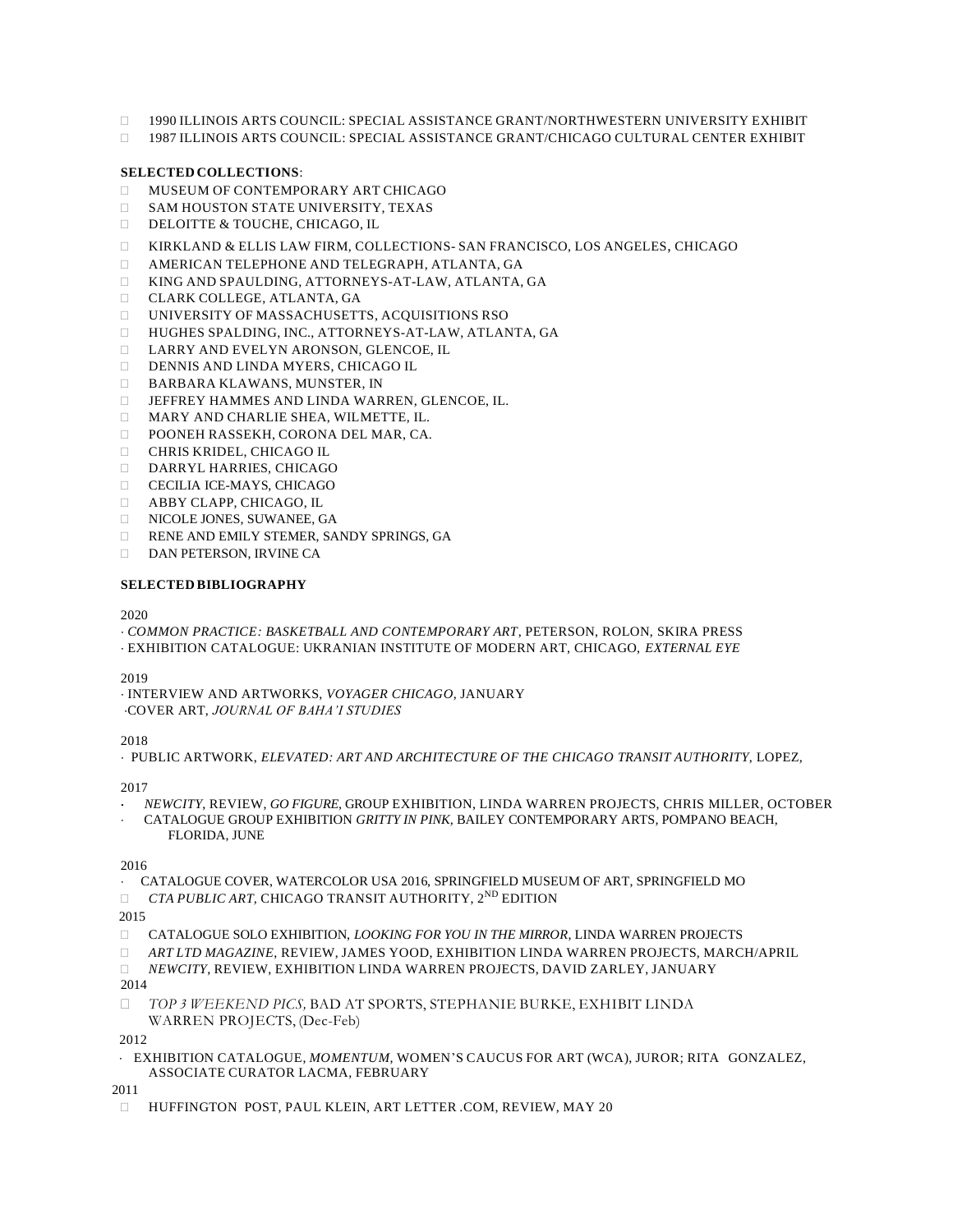- 1990 ILLINOIS ARTS COUNCIL: SPECIAL ASSISTANCE GRANT/NORTHWESTERN UNIVERSITY EXHIBIT
- 1987 ILLINOIS ARTS COUNCIL: SPECIAL ASSISTANCE GRANT/CHICAGO CULTURAL CENTER EXHIBIT

**SELECTED COLLECTIONS**:

- MUSEUM OF CONTEMPORARY ART CHICAGO
- SAM HOUSTON STATE UNIVERSITY, TEXAS
- DELOITTE & TOUCHE, CHICAGO, IL
- KIRKLAND & ELLIS LAW FIRM, COLLECTIONS- SAN FRANCISCO, LOS ANGELES, CHICAGO
- AMERICAN TELEPHONE AND TELEGRAPH, ATLANTA, GA
- KING AND SPAULDING, ATTORNEYS-AT-LAW, ATLANTA, GA
- CLARK COLLEGE, ATLANTA, GA
- UNIVERSITY OF MASSACHUSETTS, ACQUISITIONS RSO
- HUGHES SPALDING, INC., ATTORNEYS-AT-LAW, ATLANTA, GA
- LARRY AND EVELYN ARONSON, GLENCOE, IL
- DENNIS AND LINDA MYERS, CHICAGO IL
- BARBARA KLAWANS, MUNSTER, IN
- JEFFREY HAMMES AND LINDA WARREN, GLENCOE, IL.
- MARY AND CHARLIE SHEA, WILMETTE, IL.
- POONEH RASSEKH, CORONA DEL MAR, CA.
- CHRIS KRIDEL, CHICAGO IL
- DARRYL HARRIES, CHICAGO
- CECILIA ICE-MAYS, CHICAGO
- ABBY CLAPP, CHICAGO, IL
- NICOLE JONES, SUWANEE, GA
- RENE AND EMILY STEMER, SANDY SPRINGS, GA
- DAN PETERSON, IRVINE CA

**SELECTED BIBLIOGRAPHY**

2020

- *COMMON PRACTICE: BASKETBALL AND CONTEMPORARY ART*, PETERSON, ROLON, SKIRA PRESS
- EXHIBITION CATALOGUE: UKRANIAN INSTITUTE OF MODERN ART, CHICAGO, *EXTERNAL EYE*

2019

- INTERVIEW AND ARTWORKS, *VOYAGER CHICAGO*, JANUARY
- COVER ART, *JOURNAL OF BAHA'I STUDIES*

2018

- PUBLIC ARTWORK, *ELEVATED: ART AND ARCHITECTURE OF THE CHICAGO TRANSIT AUTHORITY*, LOPEZ,

2017

- *NEWCITY*, REVIEW, *GO FIGURE*, GROUP EXHIBITION, LINDA WARREN PROJECTS, CHRIS MILLER, OCTOBER
- CATALOGUE GROUP EXHIBITION *GRITTY IN PINK*, BAILEY CONTEMPORARY ARTS, POMPANO BEACH, FLORIDA, JUNE

2016

- CATALOGUE COVER, WATERCOLOR USA 2016, SPRINGFIELD MUSEUM OF ART, SPRINGFIELD MO
- *CTA PUBLIC ART*, CHICAGO TRANSIT AUTHORITY, 2ND EDITION

2015

- CATALOGUE SOLO EXHIBITION, *LOOKING FOR YOU IN THE MIRROR*, LINDA WARREN PROJECTS
- *ART LTD MAGAZINE*, REVIEW, JAMES YOOD, EXHIBITION LINDA WARREN PROJECTS, MARCH/APRIL
- *NEWCITY*, REVIEW, EXHIBITION LINDA WARREN PROJECTS, DAVID ZARLEY, JANUARY

2014

- *TOP 3 WEEKEND PICS*, BAD AT SPORTS, STEPHANIE BURKE, EXHIBIT LINDA WARREN PROJECTS, (Dec-Feb)

2012

- EXHIBITION CATALOGUE, *MOMENTUM*, WOMEN'S CAUCUS FOR ART (WCA), JUROR; RITA GONZALEZ, ASSOCIATE CURATOR LACMA, FEBRUARY

2011

- HUFFINGTON POST, PAUL KLEIN, ART LETTER .COM, REVIEW, MAY 20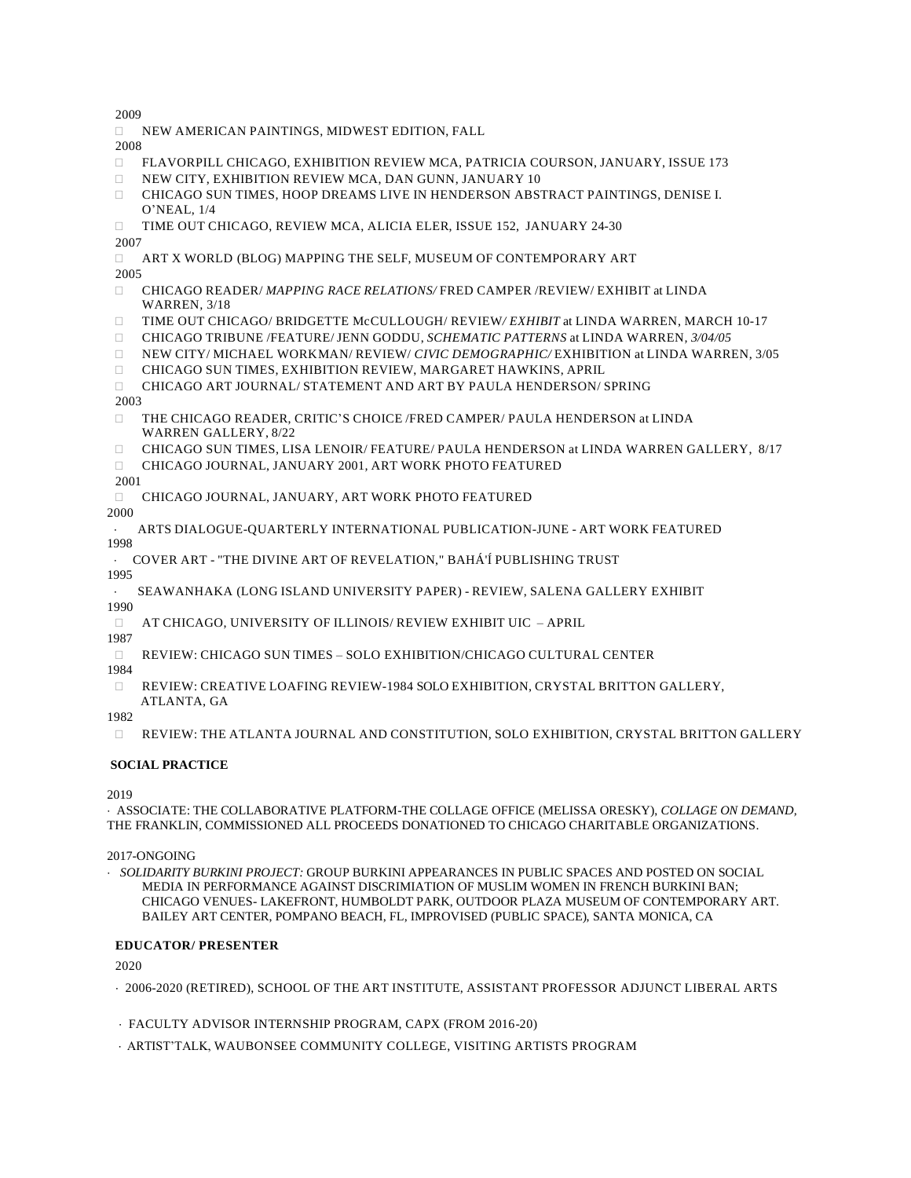2009

- NEW AMERICAN PAINTINGS, MIDWEST EDITION, FALL

2008

- FLAVORPILL CHICAGO, EXHIBITION REVIEW MCA, PATRICIA COURSON, JANUARY, ISSUE 173
- NEW CITY, EXHIBITION REVIEW MCA, DAN GUNN, JANUARY 10
- CHICAGO SUN TIMES, HOOP DREAMS LIVE IN HENDERSON ABSTRACT PAINTINGS, DENISE I. O'NEAL, 1/4
- TIME OUT CHICAGO, REVIEW MCA, ALICIA ELER, ISSUE 152, JANUARY 24-30

2007

- ART X WORLD (BLOG) MAPPING THE SELF, MUSEUM OF CONTEMPORARY ART

2005

- CHICAGO READER/ *MAPPING RACE RELATIONS/* FRED CAMPER /REVIEW/ EXHIBIT at LINDA WARREN, 3/18
- TIME OUT CHICAGO/ BRIDGETTE McCULLOUGH/ REVIEW*/ EXHIBIT* at LINDA WARREN, MARCH 10-17
- CHICAGO TRIBUNE /FEATURE/ JENN GODDU, *SCHEMATIC PATTERNS* at LINDA WARREN, *3/04/05*
- NEW CITY/ MICHAEL WORKMAN/ REVIEW/ *CIVIC DEMOGRAPHIC/* EXHIBITION at LINDA WARREN, 3/05
- CHICAGO SUN TIMES, EXHIBITION REVIEW, MARGARET HAWKINS, APRIL
- CHICAGO ART JOURNAL/ STATEMENT AND ART BY PAULA HENDERSON/ SPRING

2003

- THE CHICAGO READER, CRITIC'S CHOICE /FRED CAMPER/ PAULA HENDERSON at LINDA WARREN GALLERY, 8/22
- CHICAGO SUN TIMES, LISA LENOIR/ FEATURE/ PAULA HENDERSON at LINDA WARREN GALLERY, 8/17
- CHICAGO JOURNAL, JANUARY 2001, ART WORK PHOTO FEATURED

2001

- CHICAGO JOURNAL, JANUARY, ART WORK PHOTO FEATURED

2000

- ARTS DIALOGUE-QUARTERLY INTERNATIONAL PUBLICATION-JUNE - ART WORK FEATURED

1998

- COVER ART - "THE DIVINE ART OF REVELATION," BAHÁ'Í PUBLISHING TRUST

1995

- SEAWANHAKA (LONG ISLAND UNIVERSITY PAPER) - REVIEW, SALENA GALLERY EXHIBIT

1990

- AT CHICAGO, UNIVERSITY OF ILLINOIS/ REVIEW EXHIBIT UIC – APRIL

1987

- REVIEW: CHICAGO SUN TIMES – SOLO EXHIBITION/CHICAGO CULTURAL CENTER

1984

- REVIEW: CREATIVE LOAFING REVIEW-1984 SOLO EXHIBITION, CRYSTAL BRITTON GALLERY, ATLANTA, GA

1982

- REVIEW: THE ATLANTA JOURNAL AND CONSTITUTION, SOLO EXHIBITION, CRYSTAL BRITTON GALLERY

**SOCIAL PRACTICE**

2019

- ASSOCIATE: THE COLLABORATIVE PLATFORM-THE COLLAGE OFFICE (MELISSA ORESKY), *COLLAGE ON DEMAND,* THE FRANKLIN, COMMISSIONED ALL PROCEEDS DONATIONED TO CHICAGO CHARITABLE ORGANIZATIONS.

2017-ONGOING

- *SOLIDARITY BURKINI PROJECT:* GROUP BURKINI APPEARANCES IN PUBLIC SPACES AND POSTED ON SOCIAL MEDIA IN PERFORMANCE AGAINST DISCRIMIATION OF MUSLIM WOMEN IN FRENCH BURKINI BAN; CHICAGO VENUES- LAKEFRONT, HUMBOLDT PARK, OUTDOOR PLAZA MUSEUM OF CONTEMPORARY ART. BAILEY ART CENTER, POMPANO BEACH, FL, IMPROVISED (PUBLIC SPACE), SANTA MONICA, CA

**EDUCATOR/ PRESENTER**

2020

- 2006-2020 (RETIRED), SCHOOL OF THE ART INSTITUTE, ASSISTANT PROFESSOR ADJUNCT LIBERAL ARTS
- FACULTY ADVISOR INTERNSHIP PROGRAM, CAPX (FROM 2016-20)
- ARTIST'TALK, WAUBONSEE COMMUNITY COLLEGE, VISITING ARTISTS PROGRAM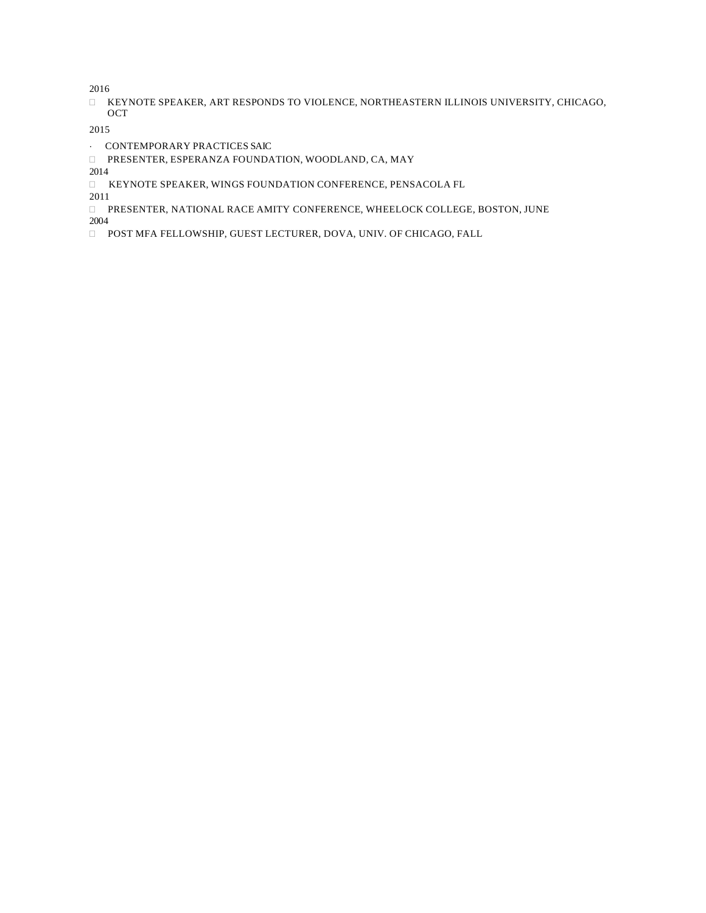2016

- KEYNOTE SPEAKER, ART RESPONDS TO VIOLENCE, NORTHEASTERN ILLINOIS UNIVERSITY, CHICAGO, OCT

2015

- CONTEMPORARY PRACTICES SAIC
- PRESENTER, ESPERANZA FOUNDATION, WOODLAND, CA, MAY

2014

- KEYNOTE SPEAKER, WINGS FOUNDATION CONFERENCE, PENSACOLA FL

2011

- PRESENTER, NATIONAL RACE AMITY CONFERENCE, WHEELOCK COLLEGE, BOSTON, JUNE

2004

- POST MFA FELLOWSHIP, GUEST LECTURER, DOVA, UNIV. OF CHICAGO, FALL